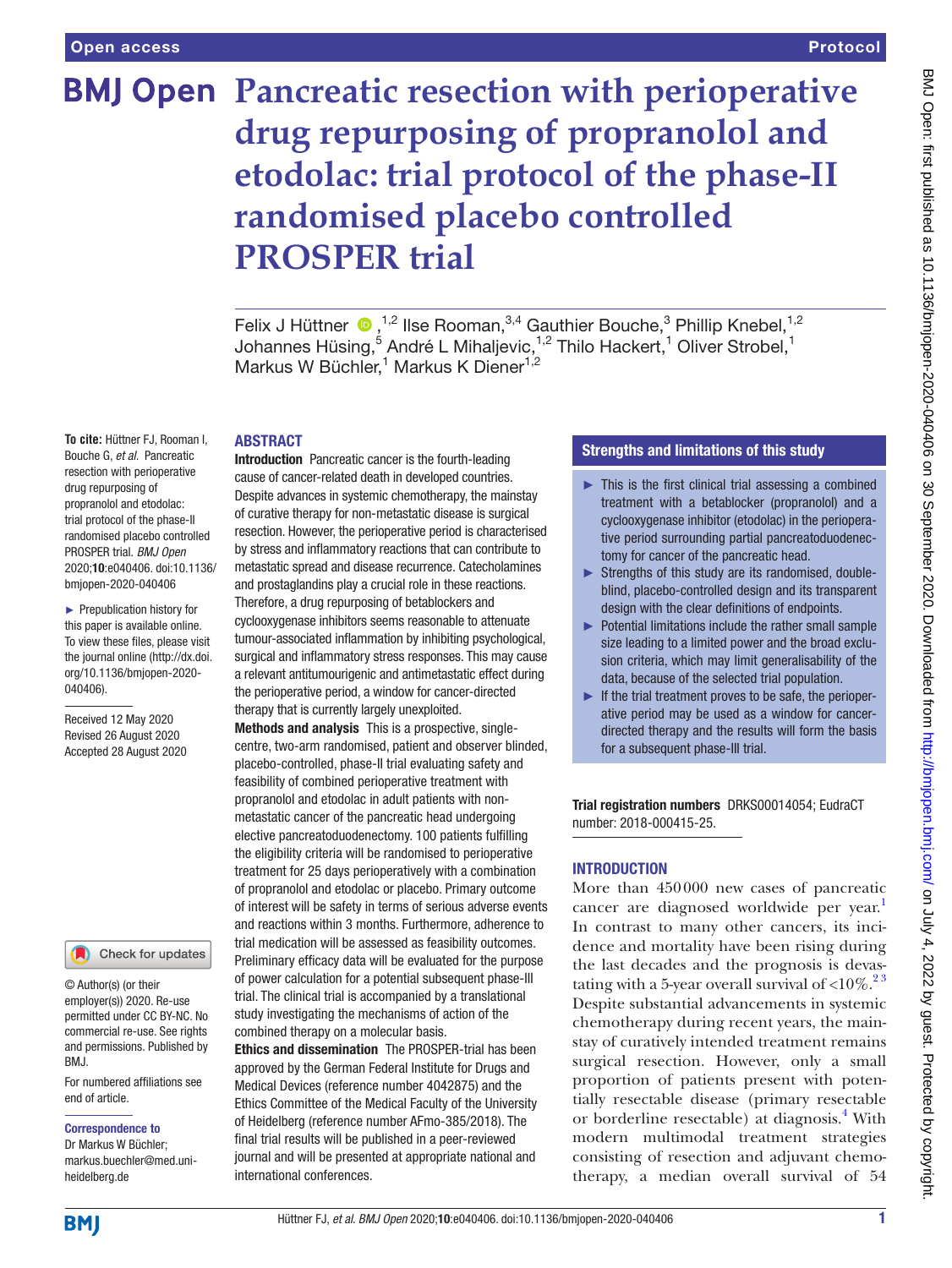# Pancreatic resection with perioperative drug repurposing of propranolol and etodolac: trial protocol of the phase-II randomised placebo controlled PROSPER trial

Felix J Hüttner,[1,2] Ilse Rooman,[3,4] Gauthier Bouche,[3] Phillip Knebel,[1,2] Johannes Hüsing,[5] André L Mihaljevic,[1,2] Thilo Hackert,[1] Oliver Strobel,[1] Markus W Büchler,[1] Markus K Diener[1,2]

**To cite:** Hüttner FJ, Rooman I, Bouche G, *et al*. Pancreatic resection with perioperative drug repurposing of propranolol and etodolac: trial protocol of the phase-II randomised placebo controlled PROSPER trial. *BMJ Open* 2020;**10**:e040406. doi:10.1136/bmjopen-2020-040406

► Prepublication history for this paper is available online. To view these files, please visit the journal online (http://dx.doi.org/10.1136/bmjopen-2020-040406).

Received 12 May 2020
Revised 26 August 2020
Accepted 28 August 2020

© Author(s) (or their employer(s)) 2020. Re-use permitted under CC BY-NC. No commercial re-use. See rights and permissions. Published by BMJ.

For numbered affiliations see end of article.

**Correspondence to**
Dr Markus W Büchler; markus.buechler@med.uni-heidelberg.de

## ABSTRACT

**Introduction** Pancreatic cancer is the fourth-leading cause of cancer-related death in developed countries. Despite advances in systemic chemotherapy, the mainstay of curative therapy for non-metastatic disease is surgical resection. However, the perioperative period is characterised by stress and inflammatory reactions that can contribute to metastatic spread and disease recurrence. Catecholamines and prostaglandins play a crucial role in these reactions. Therefore, a drug repurposing of betablockers and cyclooxygenase inhibitors seems reasonable to attenuate tumour-associated inflammation by inhibiting psychological, surgical and inflammatory stress responses. This may cause a relevant antitumourigenic and antimetastatic effect during the perioperative period, a window for cancer-directed therapy that is currently largely unexploited.

**Methods and analysis** This is a prospective, single-centre, two-arm randomised, patient and observer blinded, placebo-controlled, phase-II trial evaluating safety and feasibility of combined perioperative treatment with propranolol and etodolac in adult patients with non-metastatic cancer of the pancreatic head undergoing elective pancreatoduodenectomy. 100 patients fulfilling the eligibility criteria will be randomised to perioperative treatment for 25 days perioperatively with a combination of propranolol and etodolac or placebo. Primary outcome of interest will be safety in terms of serious adverse events and reactions within 3 months. Furthermore, adherence to trial medication will be assessed as feasibility outcomes. Preliminary efficacy data will be evaluated for the purpose of power calculation for a potential subsequent phase-III trial. The clinical trial is accompanied by a translational study investigating the mechanisms of action of the combined therapy on a molecular basis.

**Ethics and dissemination** The PROSPER-trial has been approved by the German Federal Institute for Drugs and Medical Devices (reference number 4042875) and the Ethics Committee of the Medical Faculty of the University of Heidelberg (reference number AFmo-385/2018). The final trial results will be published in a peer-reviewed journal and will be presented at appropriate national and international conferences.

## Strengths and limitations of this study

- ► This is the first clinical trial assessing a combined treatment with a betablocker (propranolol) and a cyclooxygenase inhibitor (etodolac) in the perioperative period surrounding partial pancreatoduodenectomy for cancer of the pancreatic head.
- ► Strengths of this study are its randomised, double-blind, placebo-controlled design and its transparent design with the clear definitions of endpoints.
- ► Potential limitations include the rather small sample size leading to a limited power and the broad exclusion criteria, which may limit generalisability of the data, because of the selected trial population.
- ► If the trial treatment proves to be safe, the perioperative period may be used as a window for cancer-directed therapy and the results will form the basis for a subsequent phase-III trial.

**Trial registration numbers** DRKS00014054; EudraCT number: 2018-000415-25.

## INTRODUCTION

More than 450 000 new cases of pancreatic cancer are diagnosed worldwide per year.[1] In contrast to many other cancers, its incidence and mortality have been rising during the last decades and the prognosis is devastating with a 5-year overall survival of <10%.[2,3] Despite substantial advancements in systemic chemotherapy during recent years, the mainstay of curatively intended treatment remains surgical resection. However, only a small proportion of patients present with potentially resectable disease (primary resectable or borderline resectable) at diagnosis.[4] With modern multimodal treatment strategies consisting of resection and adjuvant chemotherapy, a median overall survival of 54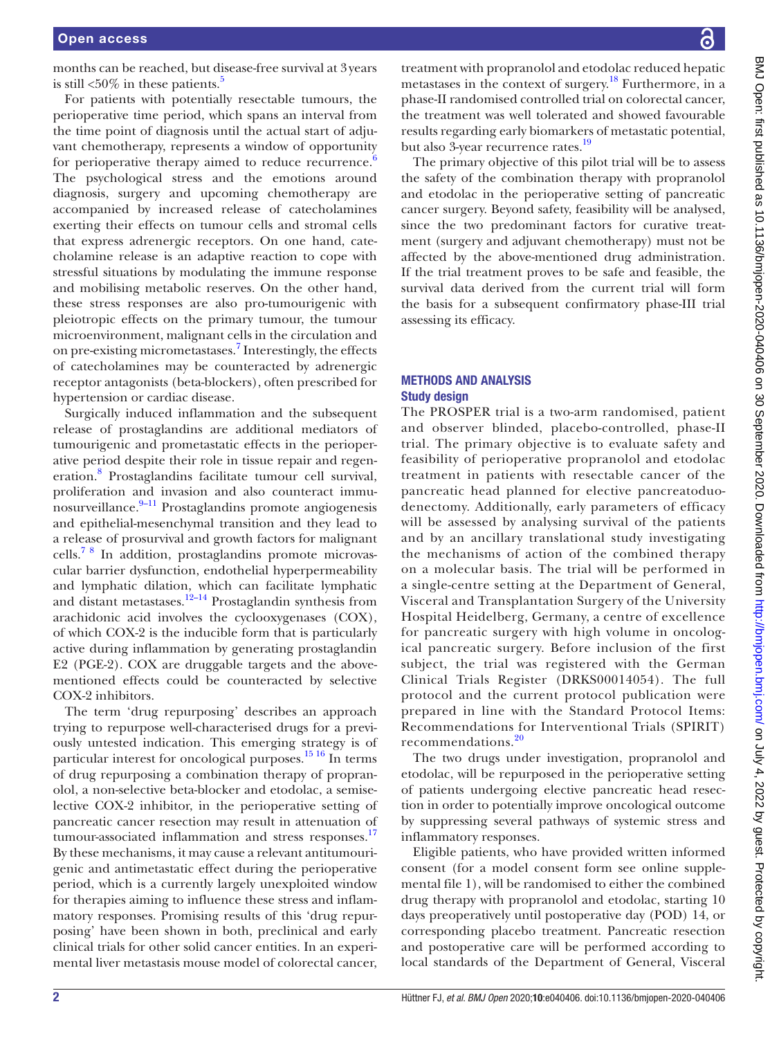months can be reached, but disease-free survival at 3 years is still <50% in these patients.[5]

For patients with potentially resectable tumours, the perioperative time period, which spans an interval from the time point of diagnosis until the actual start of adjuvant chemotherapy, represents a window of opportunity for perioperative therapy aimed to reduce recurrence.[6] The psychological stress and the emotions around diagnosis, surgery and upcoming chemotherapy are accompanied by increased release of catecholamines exerting their effects on tumour cells and stromal cells that express adrenergic receptors. On one hand, catecholamine release is an adaptive reaction to cope with stressful situations by modulating the immune response and mobilising metabolic reserves. On the other hand, these stress responses are also pro-tumourigenic with pleiotropic effects on the primary tumour, the tumour microenvironment, malignant cells in the circulation and on pre-existing micrometastases.[7] Interestingly, the effects of catecholamines may be counteracted by adrenergic receptor antagonists (beta-blockers), often prescribed for hypertension or cardiac disease.

Surgically induced inflammation and the subsequent release of prostaglandins are additional mediators of tumourigenic and prometastatic effects in the perioperative period despite their role in tissue repair and regeneration.[8] Prostaglandins facilitate tumour cell survival, proliferation and invasion and also counteract immunosurveillance.[9–11] Prostaglandins promote angiogenesis and epithelial-mesenchymal transition and they lead to a release of prosurvival and growth factors for malignant cells.[7 8] In addition, prostaglandins promote microvascular barrier dysfunction, endothelial hyperpermeability and lymphatic dilation, which can facilitate lymphatic and distant metastases.[12–14] Prostaglandin synthesis from arachidonic acid involves the cyclooxygenases (COX), of which COX-2 is the inducible form that is particularly active during inflammation by generating prostaglandin E2 (PGE-2). COX are druggable targets and the above-mentioned effects could be counteracted by selective COX-2 inhibitors.

The term 'drug repurposing' describes an approach trying to repurpose well-characterised drugs for a previously untested indication. This emerging strategy is of particular interest for oncological purposes.[15 16] In terms of drug repurposing a combination therapy of propranolol, a non-selective beta-blocker and etodolac, a semiselective COX-2 inhibitor, in the perioperative setting of pancreatic cancer resection may result in attenuation of tumour-associated inflammation and stress responses.[17] By these mechanisms, it may cause a relevant antitumourigenic and antimetastatic effect during the perioperative period, which is a currently largely unexploited window for therapies aiming to influence these stress and inflammatory responses. Promising results of this 'drug repurposing' have been shown in both, preclinical and early clinical trials for other solid cancer entities. In an experimental liver metastasis mouse model of colorectal cancer, treatment with propranolol and etodolac reduced hepatic metastases in the context of surgery.[18] Furthermore, in a phase-II randomised controlled trial on colorectal cancer, the treatment was well tolerated and showed favourable results regarding early biomarkers of metastatic potential, but also 3-year recurrence rates.[19]

The primary objective of this pilot trial will be to assess the safety of the combination therapy with propranolol and etodolac in the perioperative setting of pancreatic cancer surgery. Beyond safety, feasibility will be analysed, since the two predominant factors for curative treatment (surgery and adjuvant chemotherapy) must not be affected by the above-mentioned drug administration. If the trial treatment proves to be safe and feasible, the survival data derived from the current trial will form the basis for a subsequent confirmatory phase-III trial assessing its efficacy.

## METHODS AND ANALYSIS

### Study design

The PROSPER trial is a two-arm randomised, patient and observer blinded, placebo-controlled, phase-II trial. The primary objective is to evaluate safety and feasibility of perioperative propranolol and etodolac treatment in patients with resectable cancer of the pancreatic head planned for elective pancreatoduodenectomy. Additionally, early parameters of efficacy will be assessed by analysing survival of the patients and by an ancillary translational study investigating the mechanisms of action of the combined therapy on a molecular basis. The trial will be performed in a single-centre setting at the Department of General, Visceral and Transplantation Surgery of the University Hospital Heidelberg, Germany, a centre of excellence for pancreatic surgery with high volume in oncological pancreatic surgery. Before inclusion of the first subject, the trial was registered with the German Clinical Trials Register (DRKS00014054). The full protocol and the current protocol publication were prepared in line with the Standard Protocol Items: Recommendations for Interventional Trials (SPIRIT) recommendations.[20]

The two drugs under investigation, propranolol and etodolac, will be repurposed in the perioperative setting of patients undergoing elective pancreatic head resection in order to potentially improve oncological outcome by suppressing several pathways of systemic stress and inflammatory responses.

Eligible patients, who have provided written informed consent (for a model consent form see online supplemental file 1), will be randomised to either the combined drug therapy with propranolol and etodolac, starting 10 days preoperatively until postoperative day (POD) 14, or corresponding placebo treatment. Pancreatic resection and postoperative care will be performed according to local standards of the Department of General, Visceral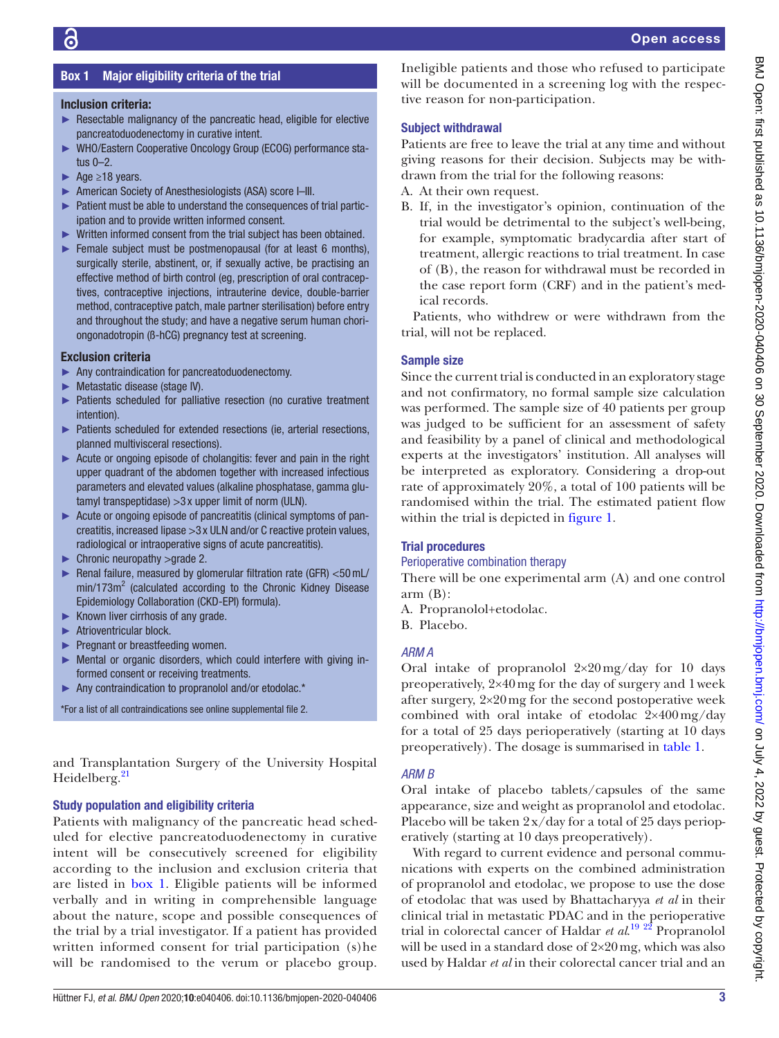## Box 1 Major eligibility criteria of the trial

### Inclusion criteria:

- Resectable malignancy of the pancreatic head, eligible for elective pancreatoduodenectomy in curative intent.
- WHO/Eastern Cooperative Oncology Group (ECOG) performance status 0–2.
- Age ≥18 years.
- American Society of Anesthesiologists (ASA) score I–III.
- Patient must be able to understand the consequences of trial participation and to provide written informed consent.
- Written informed consent from the trial subject has been obtained.
- Female subject must be postmenopausal (for at least 6 months), surgically sterile, abstinent, or, if sexually active, be practising an effective method of birth control (eg, prescription of oral contraceptives, contraceptive injections, intrauterine device, double-barrier method, contraceptive patch, male partner sterilisation) before entry and throughout the study; and have a negative serum human choriongonadotropin (ß-hCG) pregnancy test at screening.

### Exclusion criteria

- Any contraindication for pancreatoduodenectomy.
- Metastatic disease (stage IV).
- Patients scheduled for palliative resection (no curative treatment intention).
- Patients scheduled for extended resections (ie, arterial resections, planned multivisceral resections).
- Acute or ongoing episode of cholangitis: fever and pain in the right upper quadrant of the abdomen together with increased infectious parameters and elevated values (alkaline phosphatase, gamma glutamyl transpeptidase) >3x upper limit of norm (ULN).
- Acute or ongoing episode of pancreatitis (clinical symptoms of pancreatitis, increased lipase >3x ULN and/or C reactive protein values, radiological or intraoperative signs of acute pancreatitis).
- Chronic neuropathy >grade 2.
- Renal failure, measured by glomerular filtration rate (GFR) <50 mL/min/173m$^2$ (calculated according to the Chronic Kidney Disease Epidemiology Collaboration (CKD-EPI) formula).
- Known liver cirrhosis of any grade.
- Atrioventricular block.
- Pregnant or breastfeeding women.
- Mental or organic disorders, which could interfere with giving informed consent or receiving treatments.
- Any contraindication to propranolol and/or etodolac.*

*For a list of all contraindications see online supplemental file 2.

and Transplantation Surgery of the University Hospital Heidelberg.[21]

### Study population and eligibility criteria

Patients with malignancy of the pancreatic head scheduled for elective pancreatoduodenectomy in curative intent will be consecutively screened for eligibility according to the inclusion and exclusion criteria that are listed in box 1. Eligible patients will be informed verbally and in writing in comprehensible language about the nature, scope and possible consequences of the trial by a trial investigator. If a patient has provided written informed consent for trial participation (s)he will be randomised to the verum or placebo group. Ineligible patients and those who refused to participate will be documented in a screening log with the respective reason for non-participation.

### Subject withdrawal

Patients are free to leave the trial at any time and without giving reasons for their decision. Subjects may be withdrawn from the trial for the following reasons:

A. At their own request.

B. If, in the investigator's opinion, continuation of the trial would be detrimental to the subject's well-being, for example, symptomatic bradycardia after start of treatment, allergic reactions to trial treatment. In case of (B), the reason for withdrawal must be recorded in the case report form (CRF) and in the patient's medical records.

Patients, who withdrew or were withdrawn from the trial, will not be replaced.

### Sample size

Since the current trial is conducted in an exploratory stage and not confirmatory, no formal sample size calculation was performed. The sample size of 40 patients per group was judged to be sufficient for an assessment of safety and feasibility by a panel of clinical and methodological experts at the investigators' institution. All analyses will be interpreted as exploratory. Considering a drop-out rate of approximately 20%, a total of 100 patients will be randomised within the trial. The estimated patient flow within the trial is depicted in figure 1.

### Trial procedures

#### Perioperative combination therapy

There will be one experimental arm (A) and one control arm (B):

A. Propranolol+etodolac.

B. Placebo.

#### *ARM A*

Oral intake of propranolol 2×20 mg/day for 10 days preoperatively, 2×40 mg for the day of surgery and 1 week after surgery, 2×20 mg for the second postoperative week combined with oral intake of etodolac 2×400 mg/day for a total of 25 days perioperatively (starting at 10 days preoperatively). The dosage is summarised in table 1.

#### *ARM B*

Oral intake of placebo tablets/capsules of the same appearance, size and weight as propranolol and etodolac. Placebo will be taken 2x/day for a total of 25 days perioperatively (starting at 10 days preoperatively).

With regard to current evidence and personal communications with experts on the combined administration of propranolol and etodolac, we propose to use the dose of etodolac that was used by Bhattacharyya *et al* in their clinical trial in metastatic PDAC and in the perioperative trial in colorectal cancer of Haldar *et al*.[19,22] Propranolol will be used in a standard dose of 2×20 mg, which was also used by Haldar *et al* in their colorectal cancer trial and an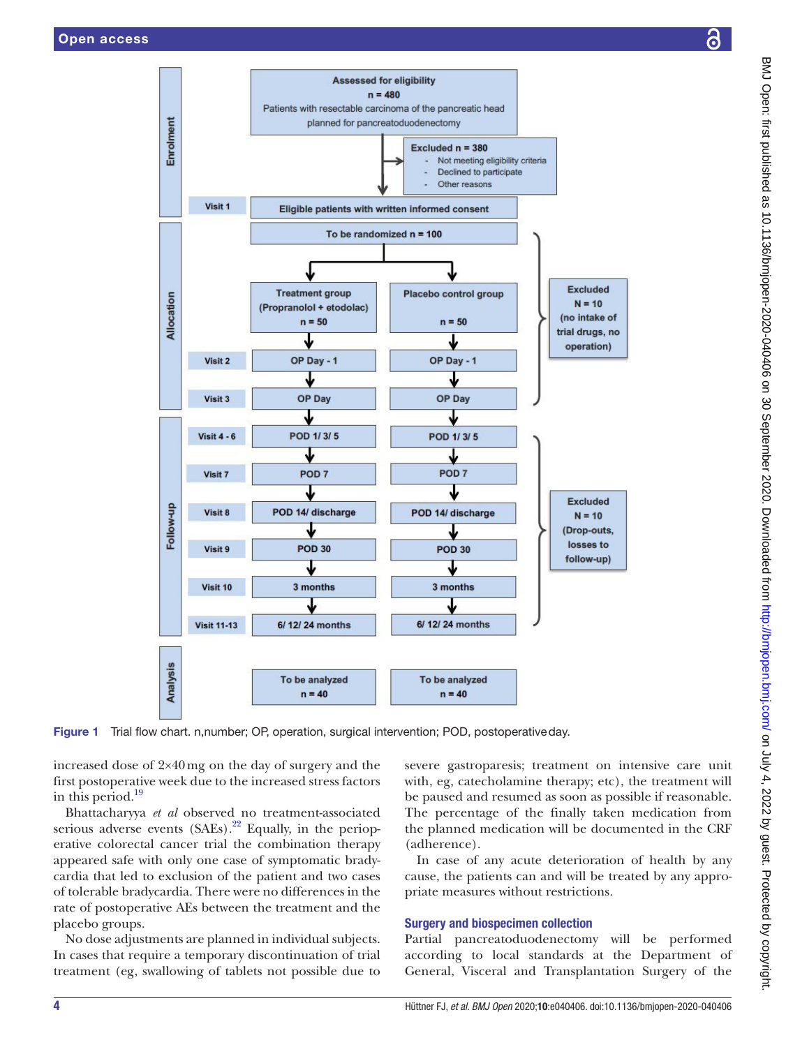**Enrolment**

- Assessed for eligibility n = 480 — Patients with resectable carcinoma of the pancreatic head planned for pancreatoduodenectomy
- Excluded n = 380
  - Not meeting eligibility criteria
  - Declined to participate
  - Other reasons
- Visit 1: Eligible patients with written informed consent

**Allocation**

- To be randomized n = 100
  - Treatment group (Propranolol + etodolac) n = 50
  - Placebo control group n = 50
- Visit 2: OP Day - 1
- Visit 3: OP Day
- Excluded N = 10 (no intake of trial drugs, no operation)

**Follow-up**

- Visit 4 - 6: POD 1/ 3/ 5
- Visit 7: POD 7
- Visit 8: POD 14/ discharge
- Visit 9: POD 30
- Visit 10: 3 months
- Visit 11-13: 6/ 12/ 24 months
- Excluded N = 10 (Drop-outs, losses to follow-up)

**Analysis**

- To be analyzed n = 40 (treatment group)
- To be analyzed n = 40 (placebo control group)

**Figure 1** Trial flow chart. n,number; OP, operation, surgical intervention; POD, postoperative day.

increased dose of 2×40 mg on the day of surgery and the first postoperative week due to the increased stress factors in this period.[19]

Bhattacharyya *et al* observed no treatment-associated serious adverse events (SAEs).[22] Equally, in the perioperative colorectal cancer trial the combination therapy appeared safe with only one case of symptomatic bradycardia that led to exclusion of the patient and two cases of tolerable bradycardia. There were no differences in the rate of postoperative AEs between the treatment and the placebo groups.

No dose adjustments are planned in individual subjects. In cases that require a temporary discontinuation of trial treatment (eg, swallowing of tablets not possible due to severe gastroparesis; treatment on intensive care unit with, eg, catecholamine therapy; etc), the treatment will be paused and resumed as soon as possible if reasonable. The percentage of the finally taken medication from the planned medication will be documented in the CRF (adherence).

In case of any acute deterioration of health by any cause, the patients can and will be treated by any appropriate measures without restrictions.

## Surgery and biospecimen collection

Partial pancreatoduodenectomy will be performed according to local standards at the Department of General, Visceral and Transplantation Surgery of the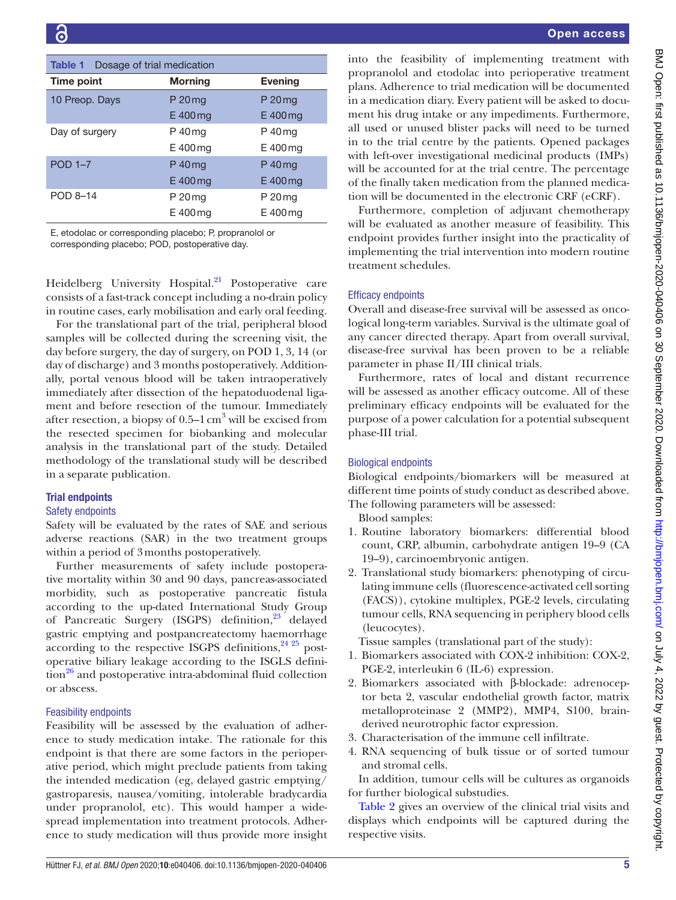**Table 1** Dosage of trial medication

| Time point | Morning | Evening |
|---|---|---|
| 10 Preop. Days | P 20 mg<br>E 400 mg | P 20 mg<br>E 400 mg |
| Day of surgery | P 40 mg<br>E 400 mg | P 40 mg<br>E 400 mg |
| POD 1–7 | P 40 mg<br>E 400 mg | P 40 mg<br>E 400 mg |
| POD 8–14 | P 20 mg<br>E 400 mg | P 20 mg<br>E 400 mg |

E, etodolac or corresponding placebo; P, propranolol or corresponding placebo; POD, postoperative day.

Heidelberg University Hospital.[21] Postoperative care consists of a fast-track concept including a no-drain policy in routine cases, early mobilisation and early oral feeding.

For the translational part of the trial, peripheral blood samples will be collected during the screening visit, the day before surgery, the day of surgery, on POD 1, 3, 14 (or day of discharge) and 3 months postoperatively. Additionally, portal venous blood will be taken intraoperatively immediately after dissection of the hepatoduodenal ligament and before resection of the tumour. Immediately after resection, a biopsy of 0.5–1 $cm^3$ will be excised from the resected specimen for biobanking and molecular analysis in the translational part of the study. Detailed methodology of the translational study will be described in a separate publication.

## Trial endpoints

### Safety endpoints

Safety will be evaluated by the rates of SAE and serious adverse reactions (SAR) in the two treatment groups within a period of 3 months postoperatively.

Further measurements of safety include postoperative mortality within 30 and 90 days, pancreas-associated morbidity, such as postoperative pancreatic fistula according to the up-dated International Study Group of Pancreatic Surgery (ISGPS) definition,[23] delayed gastric emptying and postpancreatectomy haemorrhage according to the respective ISGPS definitions,[24 25] postoperative biliary leakage according to the ISGLS definition[26] and postoperative intra-abdominal fluid collection or abscess.

### Feasibility endpoints

Feasibility will be assessed by the evaluation of adherence to study medication intake. The rationale for this endpoint is that there are some factors in the perioperative period, which might preclude patients from taking the intended medication (eg, delayed gastric emptying/gastroparesis, nausea/vomiting, intolerable bradycardia under propranolol, etc). This would hamper a widespread implementation into treatment protocols. Adherence to study medication will thus provide more insight into the feasibility of implementing treatment with propranolol and etodolac into perioperative treatment plans. Adherence to trial medication will be documented in a medication diary. Every patient will be asked to document his drug intake or any impediments. Furthermore, all used or unused blister packs will need to be turned in to the trial centre by the patients. Opened packages with left-over investigational medicinal products (IMPs) will be accounted for at the trial centre. The percentage of the finally taken medication from the planned medication will be documented in the electronic CRF (eCRF).

Furthermore, completion of adjuvant chemotherapy will be evaluated as another measure of feasibility. This endpoint provides further insight into the practicality of implementing the trial intervention into modern routine treatment schedules.

### Efficacy endpoints

Overall and disease-free survival will be assessed as oncological long-term variables. Survival is the ultimate goal of any cancer directed therapy. Apart from overall survival, disease-free survival has been proven to be a reliable parameter in phase II/III clinical trials.

Furthermore, rates of local and distant recurrence will be assessed as another efficacy outcome. All of these preliminary efficacy endpoints will be evaluated for the purpose of a power calculation for a potential subsequent phase-III trial.

### Biological endpoints

Biological endpoints/biomarkers will be measured at different time points of study conduct as described above. The following parameters will be assessed:

Blood samples:

1. Routine laboratory biomarkers: differential blood count, CRP, albumin, carbohydrate antigen 19–9 (CA 19–9), carcinoembryonic antigen.
2. Translational study biomarkers: phenotyping of circulating immune cells (fluorescence-activated cell sorting (FACS)), cytokine multiplex, PGE-2 levels, circulating tumour cells, RNA sequencing in periphery blood cells (leucocytes).

Tissue samples (translational part of the study):

1. Biomarkers associated with COX-2 inhibition: COX-2, PGE-2, interleukin 6 (IL-6) expression.
2. Biomarkers associated with β-blockade: adrenoceptor beta 2, vascular endothelial growth factor, matrix metalloproteinase 2 (MMP2), MMP4, S100, brain-derived neurotrophic factor expression.
3. Characterisation of the immune cell infiltrate.
4. RNA sequencing of bulk tissue or of sorted tumour and stromal cells.

In addition, tumour cells will be cultures as organoids for further biological substudies.

Table 2 gives an overview of the clinical trial visits and displays which endpoints will be captured during the respective visits.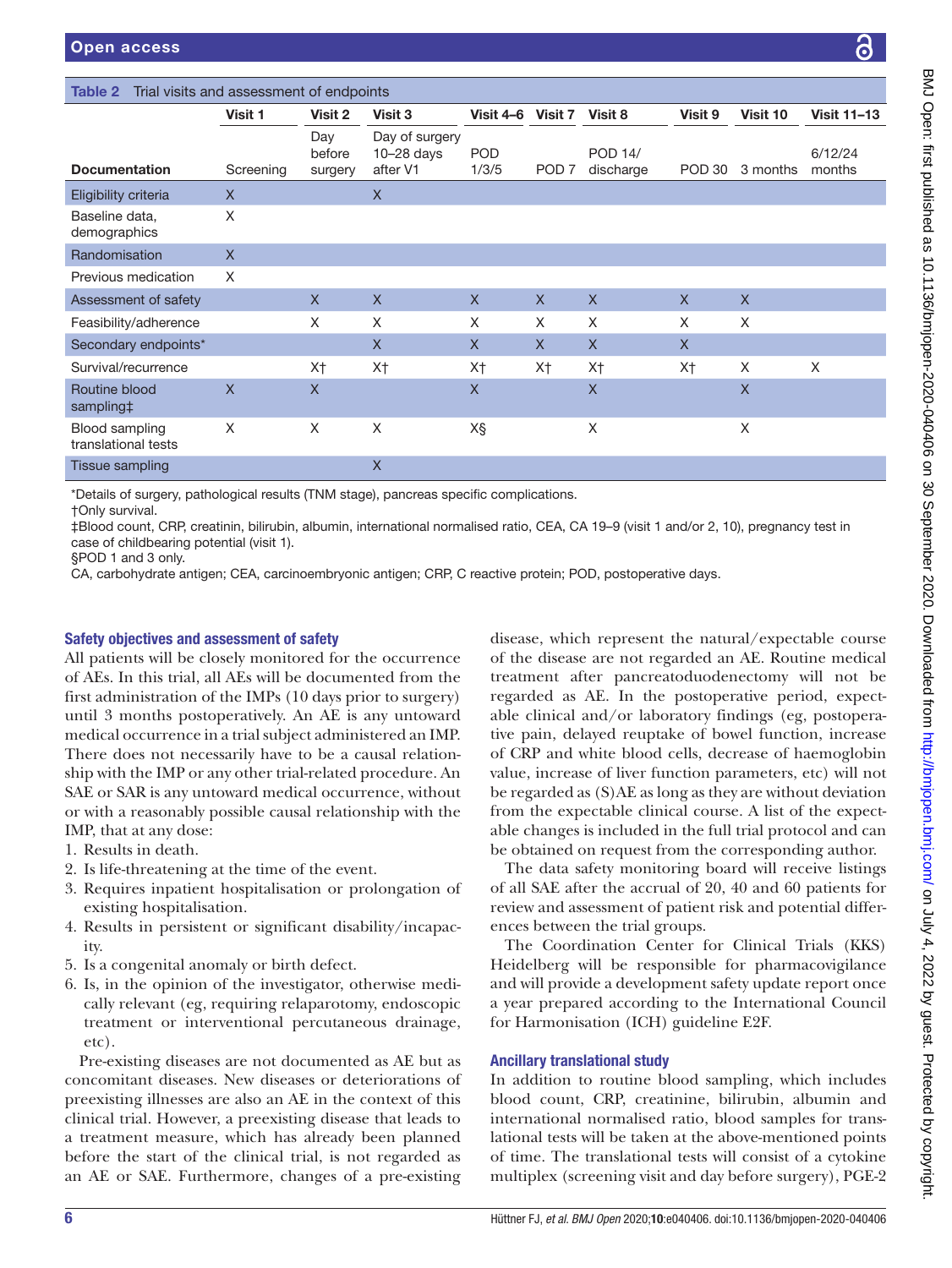**Table 2** Trial visits and assessment of endpoints

| Documentation | Visit 1<br>Screening | Visit 2<br>Day before surgery | Visit 3<br>Day of surgery 10–28 days after V1 | Visit 4–6<br>POD 1/3/5 | Visit 7<br>POD 7 | Visit 8<br>POD 14/ discharge | Visit 9<br>POD 30 | Visit 10<br>3 months | Visit 11–13<br>6/12/24 months |
|---|---|---|---|---|---|---|---|---|---|
| Eligibility criteria | X | | X | | | | | | |
| Baseline data, demographics | X | | | | | | | | |
| Randomisation | X | | | | | | | | |
| Previous medication | X | | | | | | | | |
| Assessment of safety | | X | X | X | X | X | X | X | |
| Feasibility/adherence | | X | X | X | X | X | X | X | |
| Secondary endpoints* | | | X | X | X | X | X | | |
| Survival/recurrence | | X† | X† | X† | X† | X† | X† | X | X |
| Routine blood sampling‡ | X | X | | X | | X | | X | |
| Blood sampling translational tests | X | X | X | X§ | | X | | X | |
| Tissue sampling | | | X | | | | | | |

*Details of surgery, pathological results (TNM stage), pancreas specific complications.
†Only survival.
‡Blood count, CRP, creatinin, bilirubin, albumin, international normalised ratio, CEA, CA 19–9 (visit 1 and/or 2, 10), pregnancy test in case of childbearing potential (visit 1).
§POD 1 and 3 only.
CA, carbohydrate antigen; CEA, carcinoembryonic antigen; CRP, C reactive protein; POD, postoperative days.

## Safety objectives and assessment of safety

All patients will be closely monitored for the occurrence of AEs. In this trial, all AEs will be documented from the first administration of the IMPs (10 days prior to surgery) until 3 months postoperatively. An AE is any untoward medical occurrence in a trial subject administered an IMP. There does not necessarily have to be a causal relationship with the IMP or any other trial-related procedure. An SAE or SAR is any untoward medical occurrence, without or with a reasonably possible causal relationship with the IMP, that at any dose:

1. Results in death.
2. Is life-threatening at the time of the event.
3. Requires inpatient hospitalisation or prolongation of existing hospitalisation.
4. Results in persistent or significant disability/incapacity.
5. Is a congenital anomaly or birth defect.
6. Is, in the opinion of the investigator, otherwise medically relevant (eg, requiring relaparotomy, endoscopic treatment or interventional percutaneous drainage, etc).

Pre-existing diseases are not documented as AE but as concomitant diseases. New diseases or deteriorations of preexisting illnesses are also an AE in the context of this clinical trial. However, a preexisting disease that leads to a treatment measure, which has already been planned before the start of the clinical trial, is not regarded as an AE or SAE. Furthermore, changes of a pre-existing disease, which represent the natural/expectable course of the disease are not regarded an AE. Routine medical treatment after pancreatoduodenectomy will not be regarded as AE. In the postoperative period, expectable clinical and/or laboratory findings (eg, postoperative pain, delayed reuptake of bowel function, increase of CRP and white blood cells, decrease of haemoglobin value, increase of liver function parameters, etc) will not be regarded as (S)AE as long as they are without deviation from the expectable clinical course. A list of the expectable changes is included in the full trial protocol and can be obtained on request from the corresponding author.

The data safety monitoring board will receive listings of all SAE after the accrual of 20, 40 and 60 patients for review and assessment of patient risk and potential differences between the trial groups.

The Coordination Center for Clinical Trials (KKS) Heidelberg will be responsible for pharmacovigilance and will provide a development safety update report once a year prepared according to the International Council for Harmonisation (ICH) guideline E2F.

## Ancillary translational study

In addition to routine blood sampling, which includes blood count, CRP, creatinine, bilirubin, albumin and international normalised ratio, blood samples for translational tests will be taken at the above-mentioned points of time. The translational tests will consist of a cytokine multiplex (screening visit and day before surgery), PGE-2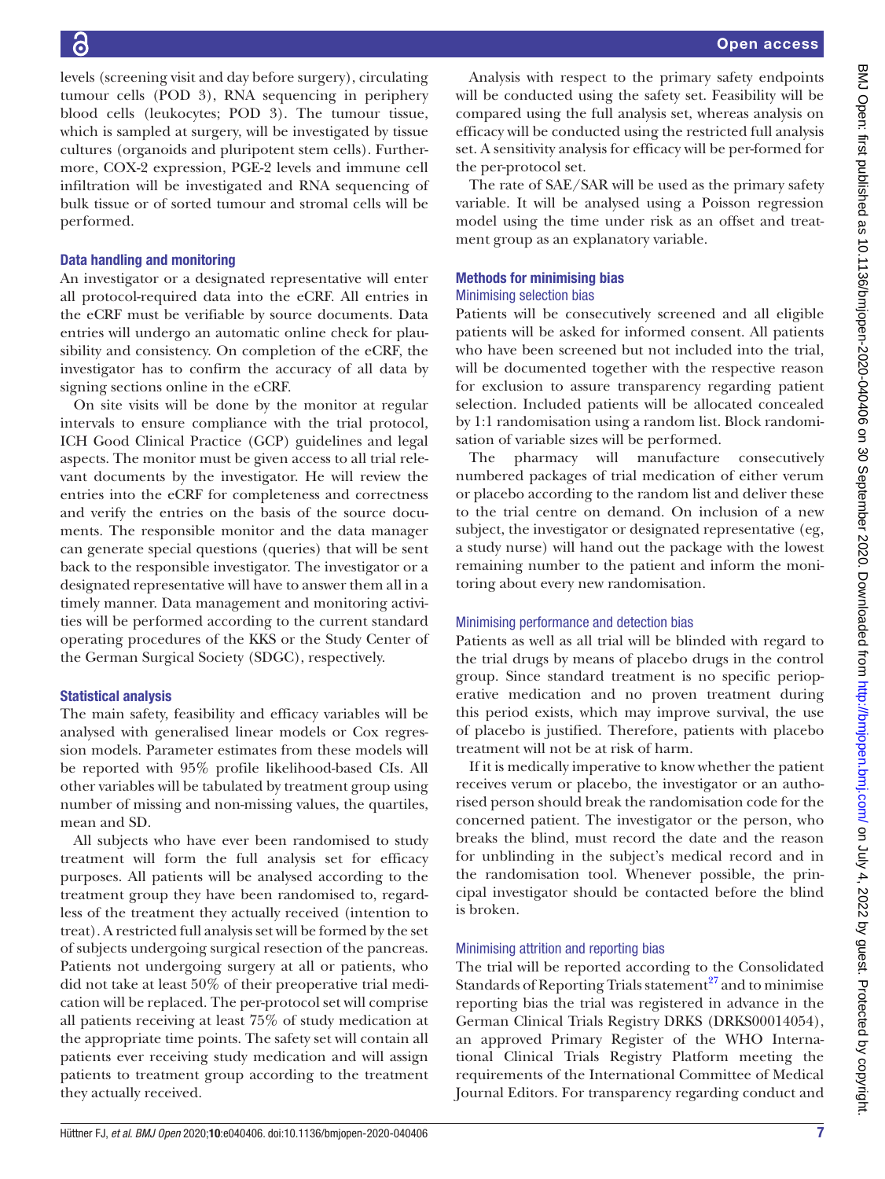levels (screening visit and day before surgery), circulating tumour cells (POD 3), RNA sequencing in periphery blood cells (leukocytes; POD 3). The tumour tissue, which is sampled at surgery, will be investigated by tissue cultures (organoids and pluripotent stem cells). Furthermore, COX-2 expression, PGE-2 levels and immune cell infiltration will be investigated and RNA sequencing of bulk tissue or of sorted tumour and stromal cells will be performed.

### Data handling and monitoring

An investigator or a designated representative will enter all protocol-required data into the eCRF. All entries in the eCRF must be verifiable by source documents. Data entries will undergo an automatic online check for plausibility and consistency. On completion of the eCRF, the investigator has to confirm the accuracy of all data by signing sections online in the eCRF.

On site visits will be done by the monitor at regular intervals to ensure compliance with the trial protocol, ICH Good Clinical Practice (GCP) guidelines and legal aspects. The monitor must be given access to all trial relevant documents by the investigator. He will review the entries into the eCRF for completeness and correctness and verify the entries on the basis of the source documents. The responsible monitor and the data manager can generate special questions (queries) that will be sent back to the responsible investigator. The investigator or a designated representative will have to answer them all in a timely manner. Data management and monitoring activities will be performed according to the current standard operating procedures of the KKS or the Study Center of the German Surgical Society (SDGC), respectively.

### Statistical analysis

The main safety, feasibility and efficacy variables will be analysed with generalised linear models or Cox regression models. Parameter estimates from these models will be reported with 95% profile likelihood-based CIs. All other variables will be tabulated by treatment group using number of missing and non-missing values, the quartiles, mean and SD.

All subjects who have ever been randomised to study treatment will form the full analysis set for efficacy purposes. All patients will be analysed according to the treatment group they have been randomised to, regardless of the treatment they actually received (intention to treat). A restricted full analysis set will be formed by the set of subjects undergoing surgical resection of the pancreas. Patients not undergoing surgery at all or patients, who did not take at least 50% of their preoperative trial medication will be replaced. The per-protocol set will comprise all patients receiving at least 75% of study medication at the appropriate time points. The safety set will contain all patients ever receiving study medication and will assign patients to treatment group according to the treatment they actually received.

Analysis with respect to the primary safety endpoints will be conducted using the safety set. Feasibility will be compared using the full analysis set, whereas analysis on efficacy will be conducted using the restricted full analysis set. A sensitivity analysis for efficacy will be per-formed for the per-protocol set.

The rate of SAE/SAR will be used as the primary safety variable. It will be analysed using a Poisson regression model using the time under risk as an offset and treatment group as an explanatory variable.

### Methods for minimising bias

#### Minimising selection bias

Patients will be consecutively screened and all eligible patients will be asked for informed consent. All patients who have been screened but not included into the trial, will be documented together with the respective reason for exclusion to assure transparency regarding patient selection. Included patients will be allocated concealed by 1:1 randomisation using a random list. Block randomisation of variable sizes will be performed.

The pharmacy will manufacture consecutively numbered packages of trial medication of either verum or placebo according to the random list and deliver these to the trial centre on demand. On inclusion of a new subject, the investigator or designated representative (eg, a study nurse) will hand out the package with the lowest remaining number to the patient and inform the monitoring about every new randomisation.

#### Minimising performance and detection bias

Patients as well as all trial will be blinded with regard to the trial drugs by means of placebo drugs in the control group. Since standard treatment is no specific perioperative medication and no proven treatment during this period exists, which may improve survival, the use of placebo is justified. Therefore, patients with placebo treatment will not be at risk of harm.

If it is medically imperative to know whether the patient receives verum or placebo, the investigator or an authorised person should break the randomisation code for the concerned patient. The investigator or the person, who breaks the blind, must record the date and the reason for unblinding in the subject's medical record and in the randomisation tool. Whenever possible, the principal investigator should be contacted before the blind is broken.

#### Minimising attrition and reporting bias

The trial will be reported according to the Consolidated Standards of Reporting Trials statement[27] and to minimise reporting bias the trial was registered in advance in the German Clinical Trials Registry DRKS (DRKS00014054), an approved Primary Register of the WHO International Clinical Trials Registry Platform meeting the requirements of the International Committee of Medical Journal Editors. For transparency regarding conduct and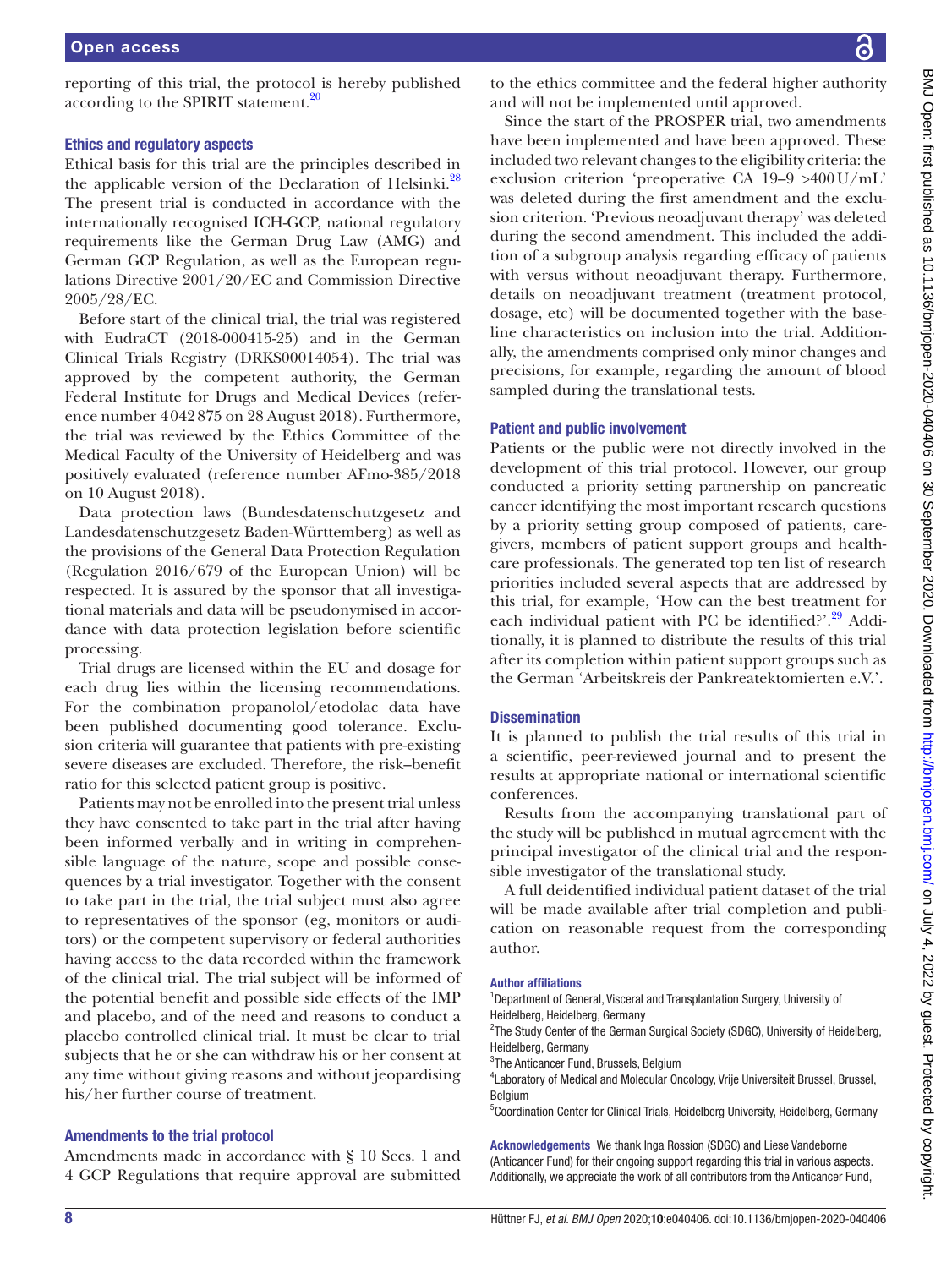reporting of this trial, the protocol is hereby published according to the SPIRIT statement.[20]

### Ethics and regulatory aspects

Ethical basis for this trial are the principles described in the applicable version of the Declaration of Helsinki.[28] The present trial is conducted in accordance with the internationally recognised ICH-GCP, national regulatory requirements like the German Drug Law (AMG) and German GCP Regulation, as well as the European regulations Directive 2001/20/EC and Commission Directive 2005/28/EC.

Before start of the clinical trial, the trial was registered with EudraCT (2018-000415-25) and in the German Clinical Trials Registry (DRKS00014054). The trial was approved by the competent authority, the German Federal Institute for Drugs and Medical Devices (reference number 4042875 on 28 August 2018). Furthermore, the trial was reviewed by the Ethics Committee of the Medical Faculty of the University of Heidelberg and was positively evaluated (reference number AFmo-385/2018 on 10 August 2018).

Data protection laws (Bundesdatenschutzgesetz and Landesdatenschutzgesetz Baden-Württemberg) as well as the provisions of the General Data Protection Regulation (Regulation 2016/679 of the European Union) will be respected. It is assured by the sponsor that all investigational materials and data will be pseudonymised in accordance with data protection legislation before scientific processing.

Trial drugs are licensed within the EU and dosage for each drug lies within the licensing recommendations. For the combination propanolol/etodolac data have been published documenting good tolerance. Exclusion criteria will guarantee that patients with pre-existing severe diseases are excluded. Therefore, the risk–benefit ratio for this selected patient group is positive.

Patients may not be enrolled into the present trial unless they have consented to take part in the trial after having been informed verbally and in writing in comprehensible language of the nature, scope and possible consequences by a trial investigator. Together with the consent to take part in the trial, the trial subject must also agree to representatives of the sponsor (eg, monitors or auditors) or the competent supervisory or federal authorities having access to the data recorded within the framework of the clinical trial. The trial subject will be informed of the potential benefit and possible side effects of the IMP and placebo, and of the need and reasons to conduct a placebo controlled clinical trial. It must be clear to trial subjects that he or she can withdraw his or her consent at any time without giving reasons and without jeopardising his/her further course of treatment.

### Amendments to the trial protocol

Amendments made in accordance with § 10 Secs. 1 and 4 GCP Regulations that require approval are submitted to the ethics committee and the federal higher authority and will not be implemented until approved.

Since the start of the PROSPER trial, two amendments have been implemented and have been approved. These included two relevant changes to the eligibility criteria: the exclusion criterion 'preoperative CA 19–9 >400 U/mL' was deleted during the first amendment and the exclusion criterion. 'Previous neoadjuvant therapy' was deleted during the second amendment. This included the addition of a subgroup analysis regarding efficacy of patients with versus without neoadjuvant therapy. Furthermore, details on neoadjuvant treatment (treatment protocol, dosage, etc) will be documented together with the baseline characteristics on inclusion into the trial. Additionally, the amendments comprised only minor changes and precisions, for example, regarding the amount of blood sampled during the translational tests.

### Patient and public involvement

Patients or the public were not directly involved in the development of this trial protocol. However, our group conducted a priority setting partnership on pancreatic cancer identifying the most important research questions by a priority setting group composed of patients, caregivers, members of patient support groups and healthcare professionals. The generated top ten list of research priorities included several aspects that are addressed by this trial, for example, 'How can the best treatment for each individual patient with PC be identified?'.[29] Additionally, it is planned to distribute the results of this trial after its completion within patient support groups such as the German 'Arbeitskreis der Pankreatektomierten e.V.'.

### Dissemination

It is planned to publish the trial results of this trial in a scientific, peer-reviewed journal and to present the results at appropriate national or international scientific conferences.

Results from the accompanying translational part of the study will be published in mutual agreement with the principal investigator of the clinical trial and the responsible investigator of the translational study.

A full deidentified individual patient dataset of the trial will be made available after trial completion and publication on reasonable request from the corresponding author.

#### Author affiliations

[1]Department of General, Visceral and Transplantation Surgery, University of Heidelberg, Heidelberg, Germany
[2]The Study Center of the German Surgical Society (SDGC), University of Heidelberg, Heidelberg, Germany
[3]The Anticancer Fund, Brussels, Belgium
[4]Laboratory of Medical and Molecular Oncology, Vrije Universiteit Brussel, Brussel, Belgium
[5]Coordination Center for Clinical Trials, Heidelberg University, Heidelberg, Germany

**Acknowledgements** We thank Inga Rossion (SDGC) and Liese Vandeborne (Anticancer Fund) for their ongoing support regarding this trial in various aspects. Additionally, we appreciate the work of all contributors from the Anticancer Fund,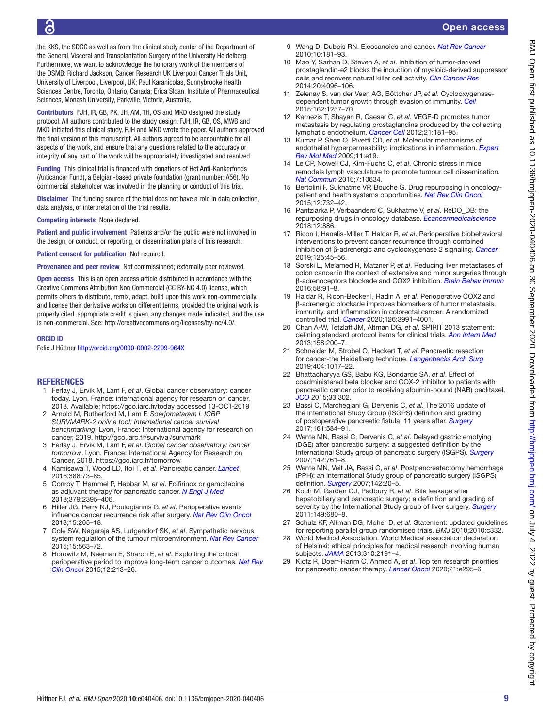the KKS, the SDGC as well as from the clinical study center of the Department of the General, Visceral and Transplantation Surgery of the University Heidelberg. Furthermore, we want to acknowledge the honorary work of the members of the DSMB: Richard Jackson, Cancer Research UK Liverpool Cancer Trials Unit, University of Liverpool, Liverpool, UK; Paul Karanicolas, Sunnybrooke Health Sciences Centre, Toronto, Ontario, Canada; Erica Sloan, Institute of Pharmaceutical Sciences, Monash University, Parkville, Victoria, Australia.

**Contributors** FJH, IR, GB, PK, JH, AM, TH, OS and MKD designed the study protocol. All authors contributed to the study design. FJH, IR, GB, OS, MWB and MKD initiated this clinical study. FJH and MKD wrote the paper. All authors approved the final version of this manuscript. All authors agreed to be accountable for all aspects of the work, and ensure that any questions related to the accuracy or integrity of any part of the work will be appropriately investigated and resolved.

**Funding** This clinical trial is financed with donations of Het Anti-Kankerfonds (Anticancer Fund), a Belgian-based private foundation (grant number: A56). No commercial stakeholder was involved in the planning or conduct of this trial.

**Disclaimer** The funding source of the trial does not have a role in data collection, data analysis, or interpretation of the trial results.

**Competing interests** None declared.

**Patient and public involvement** Patients and/or the public were not involved in the design, or conduct, or reporting, or dissemination plans of this research.

**Patient consent for publication** Not required.

**Provenance and peer review** Not commissioned; externally peer reviewed.

**Open access** This is an open access article distributed in accordance with the Creative Commons Attribution Non Commercial (CC BY-NC 4.0) license, which permits others to distribute, remix, adapt, build upon this work non-commercially, and license their derivative works on different terms, provided the original work is properly cited, appropriate credit is given, any changes made indicated, and the use is non-commercial. See: http://creativecommons.org/licenses/by-nc/4.0/.

**ORCID iD**

Felix J Hüttner http://orcid.org/0000-0002-2299-964X

## REFERENCES

1. Ferlay J, Ervik M, Lam F, *et al*. Global cancer observatory: cancer today. Lyon, France: international agency for research on cancer, 2018. Available: https://gco.iarc.fr/today accessed 13-OCT-2019
2. Arnold M, Rutherford M, Lam F. *Soerjomataram I. ICBP SURVMARK-2 online tool: International cancer survival benchmarking*. Lyon, France: International agency for research on cancer, 2019. http://gco.iarc.fr/survival/survmark
3. Ferlay J, Ervik M, Lam F, *et al*. *Global cancer observatory: cancer tomorrow*. Lyon, France: International Agency for Research on Cancer, 2018. https://gco.iarc.fr/tomorrow
4. Kamisawa T, Wood LD, Itoi T, *et al*. Pancreatic cancer. *Lancet* 2016;388:73–85.
5. Conroy T, Hammel P, Hebbar M, *et al*. Folfirinox or gemcitabine as adjuvant therapy for pancreatic cancer. *N Engl J Med* 2018;379:2395–406.
6. Hiller JG, Perry NJ, Poulogiannis G, *et al*. Perioperative events influence cancer recurrence risk after surgery. *Nat Rev Clin Oncol* 2018;15:205–18.
7. Cole SW, Nagaraja AS, Lutgendorf SK, *et al*. Sympathetic nervous system regulation of the tumour microenvironment. *Nat Rev Cancer* 2015;15:563–72.
8. Horowitz M, Neeman E, Sharon E, *et al*. Exploiting the critical perioperative period to improve long-term cancer outcomes. *Nat Rev Clin Oncol* 2015;12:213–26.
9. Wang D, Dubois RN. Eicosanoids and cancer. *Nat Rev Cancer* 2010;10:181–93.
10. Mao Y, Sarhan D, Steven A, *et al*. Inhibition of tumor-derived prostaglandin-e2 blocks the induction of myeloid-derived suppressor cells and recovers natural killer cell activity. *Clin Cancer Res* 2014;20:4096–106.
11. Zelenay S, van der Veen AG, Böttcher JP, *et al*. Cyclooxygenase-dependent tumor growth through evasion of immunity. *Cell* 2015;162:1257–70.
12. Karnezis T, Shayan R, Caesar C, *et al*. VEGF-D promotes tumor metastasis by regulating prostaglandins produced by the collecting lymphatic endothelium. *Cancer Cell* 2012;21:181–95.
13. Kumar P, Shen Q, Pivetti CD, *et al*. Molecular mechanisms of endothelial hyperpermeability: implications in inflammation. *Expert Rev Mol Med* 2009;11:e19.
14. Le CP, Nowell CJ, Kim-Fuchs C, *et al*. Chronic stress in mice remodels lymph vasculature to promote tumour cell dissemination. *Nat Commun* 2016;7:10634.
15. Bertolini F, Sukhatme VP, Bouche G. Drug repurposing in oncology-patient and health systems opportunities. *Nat Rev Clin Oncol* 2015;12:732–42.
16. Pantziarka P, Verbaanderd C, Sukhatme V, *et al*. ReDO_DB: the repurposing drugs in oncology database. *Ecancermedicalscience* 2018;12:886.
17. Ricon I, Hanalis-Miller T, Haldar R, *et al*. Perioperative biobehavioral interventions to prevent cancer recurrence through combined inhibition of β-adrenergic and cyclooxygenase 2 signaling. *Cancer* 2019;125:45–56.
18. Sorski L, Melamed R, Matzner P, *et al*. Reducing liver metastases of colon cancer in the context of extensive and minor surgeries through β-adrenoceptors blockade and COX2 inhibition. *Brain Behav Immun* 2016;58:91–8.
19. Haldar R, Ricon-Becker I, Radin A, *et al*. Perioperative COX2 and β-adrenergic blockade improves biomarkers of tumor metastasis, immunity, and inflammation in colorectal cancer: A randomized controlled trial. *Cancer* 2020;126:3991–4001.
20. Chan A-W, Tetzlaff JM, Altman DG, *et al*. SPIRIT 2013 statement: defining standard protocol items for clinical trials. *Ann Intern Med* 2013;158:200–7.
21. Schneider M, Strobel O, Hackert T, *et al*. Pancreatic resection for cancer-the Heidelberg technique. *Langenbecks Arch Surg* 2019;404:1017–22.
22. Bhattacharyya GS, Babu KG, Bondarde SA, *et al*. Effect of coadministered beta blocker and COX-2 inhibitor to patients with pancreatic cancer prior to receiving albumin-bound (NAB) paclitaxel. *JCO* 2015;33:302.
23. Bassi C, Marchegiani G, Dervenis C, *et al*. The 2016 update of the International Study Group (ISGPS) definition and grading of postoperative pancreatic fistula: 11 years after. *Surgery* 2017;161:584–91.
24. Wente MN, Bassi C, Dervenis C, *et al*. Delayed gastric emptying (DGE) after pancreatic surgery: a suggested definition by the International Study group of pancreatic surgery (ISGPS). *Surgery* 2007;142:761–8.
25. Wente MN, Veit JA, Bassi C, *et al*. Postpancreatectomy hemorrhage (PPH): an international Study group of pancreatic surgery (ISGPS) definition. *Surgery* 2007;142:20–5.
26. Koch M, Garden OJ, Padbury R, *et al*. Bile leakage after hepatobiliary and pancreatic surgery: a definition and grading of severity by the International Study group of liver surgery. *Surgery* 2011;149:680–8.
27. Schulz KF, Altman DG, Moher D, *et al*. Statement: updated guidelines for reporting parallel group randomised trials. *BMJ* 2010;2010:c332.
28. World Medical Association. World Medical association declaration of Helsinki: ethical principles for medical research involving human subjects. *JAMA* 2013;310:2191–4.
29. Klotz R, Doerr-Harim C, Ahmed A, *et al*. Top ten research priorities for pancreatic cancer therapy. *Lancet Oncol* 2020;21:e295–6.